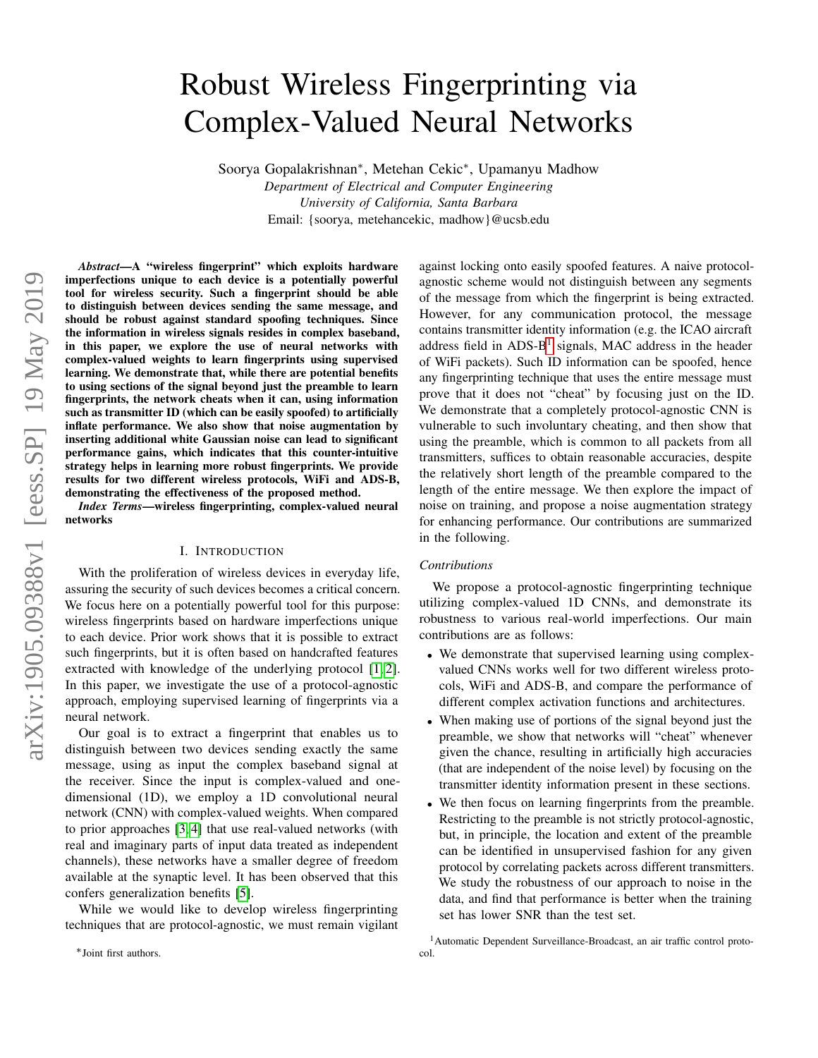# Robust Wireless Fingerprinting via Complex-Valued Neural Networks

Soorya Gopalakrishnan*, Metehan Cekic*, Upamanyu Madhow
*Department of Electrical and Computer Engineering*
*University of California, Santa Barbara*
Email: {soorya, metehancekic, madhow}@ucsb.edu

***Abstract*—A "wireless fingerprint" which exploits hardware imperfections unique to each device is a potentially powerful tool for wireless security. Such a fingerprint should be able to distinguish between devices sending the same message, and should be robust against standard spoofing techniques. Since the information in wireless signals resides in complex baseband, in this paper, we explore the use of neural networks with complex-valued weights to learn fingerprints using supervised learning. We demonstrate that, while there are potential benefits to using sections of the signal beyond just the preamble to learn fingerprints, the network cheats when it can, using information such as transmitter ID (which can be easily spoofed) to artificially inflate performance. We also show that noise augmentation by inserting additional white Gaussian noise can lead to significant performance gains, which indicates that this counter-intuitive strategy helps in learning more robust fingerprints. We provide results for two different wireless protocols, WiFi and ADS-B, demonstrating the effectiveness of the proposed method.**

***Index Terms*—wireless fingerprinting, complex-valued neural networks**

## I. Introduction

With the proliferation of wireless devices in everyday life, assuring the security of such devices becomes a critical concern. We focus here on a potentially powerful tool for this purpose: wireless fingerprints based on hardware imperfections unique to each device. Prior work shows that it is possible to extract such fingerprints, but it is often based on handcrafted features extracted with knowledge of the underlying protocol [1, 2]. In this paper, we investigate the use of a protocol-agnostic approach, employing supervised learning of fingerprints via a neural network.

Our goal is to extract a fingerprint that enables us to distinguish between two devices sending exactly the same message, using as input the complex baseband signal at the receiver. Since the input is complex-valued and one-dimensional (1D), we employ a 1D convolutional neural network (CNN) with complex-valued weights. When compared to prior approaches [3, 4] that use real-valued networks (with real and imaginary parts of input data treated as independent channels), these networks have a smaller degree of freedom available at the synaptic level. It has been observed that this confers generalization benefits [5].

While we would like to develop wireless fingerprinting techniques that are protocol-agnostic, we must remain vigilant against locking onto easily spoofed features. A naive protocol-agnostic scheme would not distinguish between any segments of the message from which the fingerprint is being extracted. However, for any communication protocol, the message contains transmitter identity information (e.g. the ICAO aircraft address field in ADS-B[1] signals, MAC address in the header of WiFi packets). Such ID information can be spoofed, hence any fingerprinting technique that uses the entire message must prove that it does not "cheat" by focusing just on the ID. We demonstrate that a completely protocol-agnostic CNN is vulnerable to such involuntary cheating, and then show that using the preamble, which is common to all packets from all transmitters, suffices to obtain reasonable accuracies, despite the relatively short length of the preamble compared to the length of the entire message. We then explore the impact of noise on training, and propose a noise augmentation strategy for enhancing performance. Our contributions are summarized in the following.

### *Contributions*

We propose a protocol-agnostic fingerprinting technique utilizing complex-valued 1D CNNs, and demonstrate its robustness to various real-world imperfections. Our main contributions are as follows:

- We demonstrate that supervised learning using complex-valued CNNs works well for two different wireless protocols, WiFi and ADS-B, and compare the performance of different complex activation functions and architectures.
- When making use of portions of the signal beyond just the preamble, we show that networks will "cheat" whenever given the chance, resulting in artificially high accuracies (that are independent of the noise level) by focusing on the transmitter identity information present in these sections.
- We then focus on learning fingerprints from the preamble. Restricting to the preamble is not strictly protocol-agnostic, but, in principle, the location and extent of the preamble can be identified in unsupervised fashion for any given protocol by correlating packets across different transmitters. We study the robustness of our approach to noise in the data, and find that performance is better when the training set has lower SNR than the test set.

*Joint first authors.

[1] Automatic Dependent Surveillance-Broadcast, an air traffic control protocol.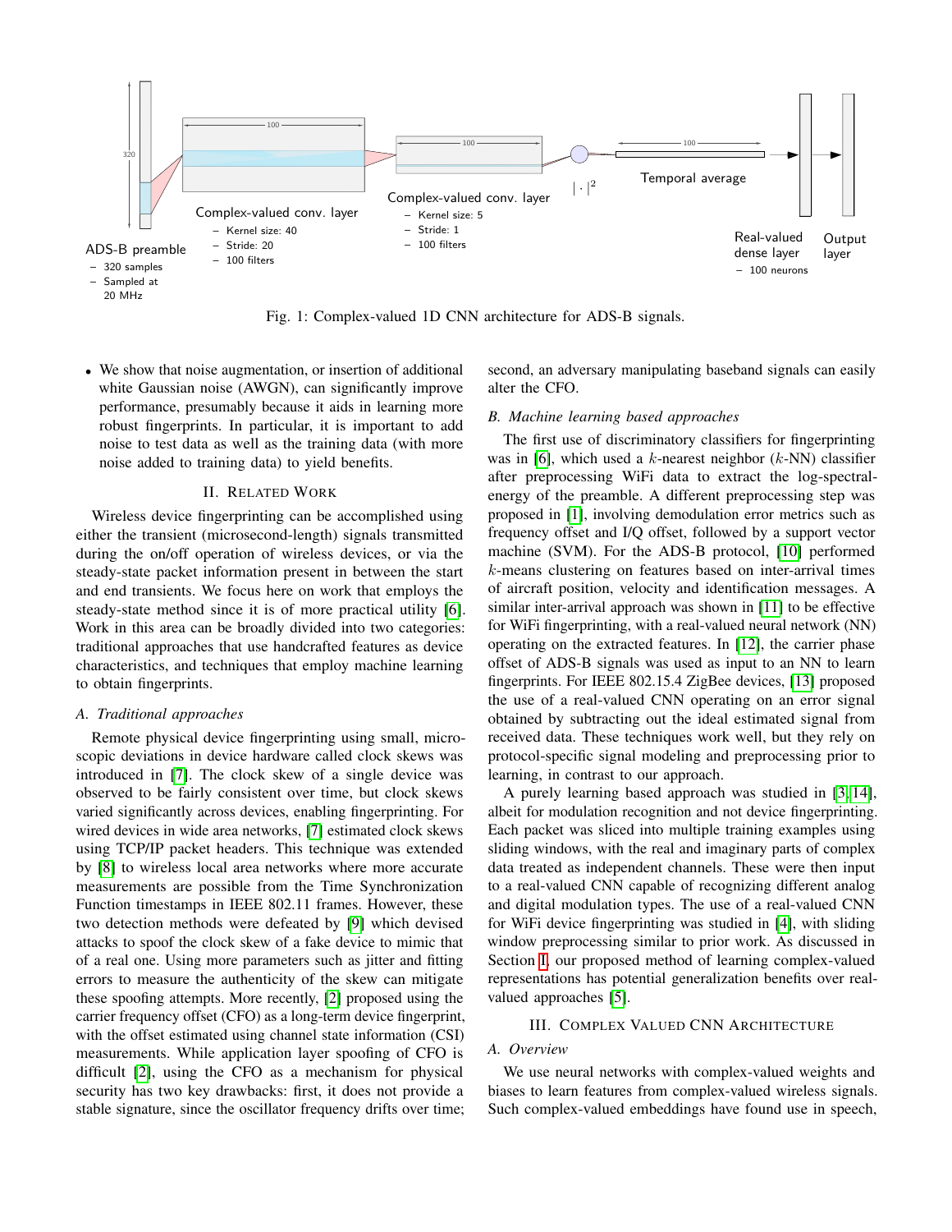Fig. 1: Complex-valued 1D CNN architecture for ADS-B signals.

- We show that noise augmentation, or insertion of additional white Gaussian noise (AWGN), can significantly improve performance, presumably because it aids in learning more robust fingerprints. In particular, it is important to add noise to test data as well as the training data (with more noise added to training data) to yield benefits.

## II. Related Work

Wireless device fingerprinting can be accomplished using either the transient (microsecond-length) signals transmitted during the on/off operation of wireless devices, or via the steady-state packet information present in between the start and end transients. We focus here on work that employs the steady-state method since it is of more practical utility [6]. Work in this area can be broadly divided into two categories: traditional approaches that use handcrafted features as device characteristics, and techniques that employ machine learning to obtain fingerprints.

### A. Traditional approaches

Remote physical device fingerprinting using small, microscopic deviations in device hardware called clock skews was introduced in [7]. The clock skew of a single device was observed to be fairly consistent over time, but clock skews varied significantly across devices, enabling fingerprinting. For wired devices in wide area networks, [7] estimated clock skews using TCP/IP packet headers. This technique was extended by [8] to wireless local area networks where more accurate measurements are possible from the Time Synchronization Function timestamps in IEEE 802.11 frames. However, these two detection methods were defeated by [9] which devised attacks to spoof the clock skew of a fake device to mimic that of a real one. Using more parameters such as jitter and fitting errors to measure the authenticity of the skew can mitigate these spoofing attempts. More recently, [2] proposed using the carrier frequency offset (CFO) as a long-term device fingerprint, with the offset estimated using channel state information (CSI) measurements. While application layer spoofing of CFO is difficult [2], using the CFO as a mechanism for physical security has two key drawbacks: first, it does not provide a stable signature, since the oscillator frequency drifts over time; second, an adversary manipulating baseband signals can easily alter the CFO.

### B. Machine learning based approaches

The first use of discriminatory classifiers for fingerprinting was in [6], which used a $k$-nearest neighbor ($k$-NN) classifier after preprocessing WiFi data to extract the log-spectral-energy of the preamble. A different preprocessing step was proposed in [1], involving demodulation error metrics such as frequency offset and I/Q offset, followed by a support vector machine (SVM). For the ADS-B protocol, [10] performed $k$-means clustering on features based on inter-arrival times of aircraft position, velocity and identification messages. A similar inter-arrival approach was shown in [11] to be effective for WiFi fingerprinting, with a real-valued neural network (NN) operating on the extracted features. In [12], the carrier phase offset of ADS-B signals was used as input to an NN to learn fingerprints. For IEEE 802.15.4 ZigBee devices, [13] proposed the use of a real-valued CNN operating on an error signal obtained by subtracting out the ideal estimated signal from received data. These techniques work well, but they rely on protocol-specific signal modeling and preprocessing prior to learning, in contrast to our approach.

A purely learning based approach was studied in [3, 14], albeit for modulation recognition and not device fingerprinting. Each packet was sliced into multiple training examples using sliding windows, with the real and imaginary parts of complex data treated as independent channels. These were then input to a real-valued CNN capable of recognizing different analog and digital modulation types. The use of a real-valued CNN for WiFi device fingerprinting was studied in [4], with sliding window preprocessing similar to prior work. As discussed in Section I, our proposed method of learning complex-valued representations has potential generalization benefits over real-valued approaches [5].

## III. Complex Valued CNN Architecture

### A. Overview

We use neural networks with complex-valued weights and biases to learn features from complex-valued wireless signals. Such complex-valued embeddings have found use in speech,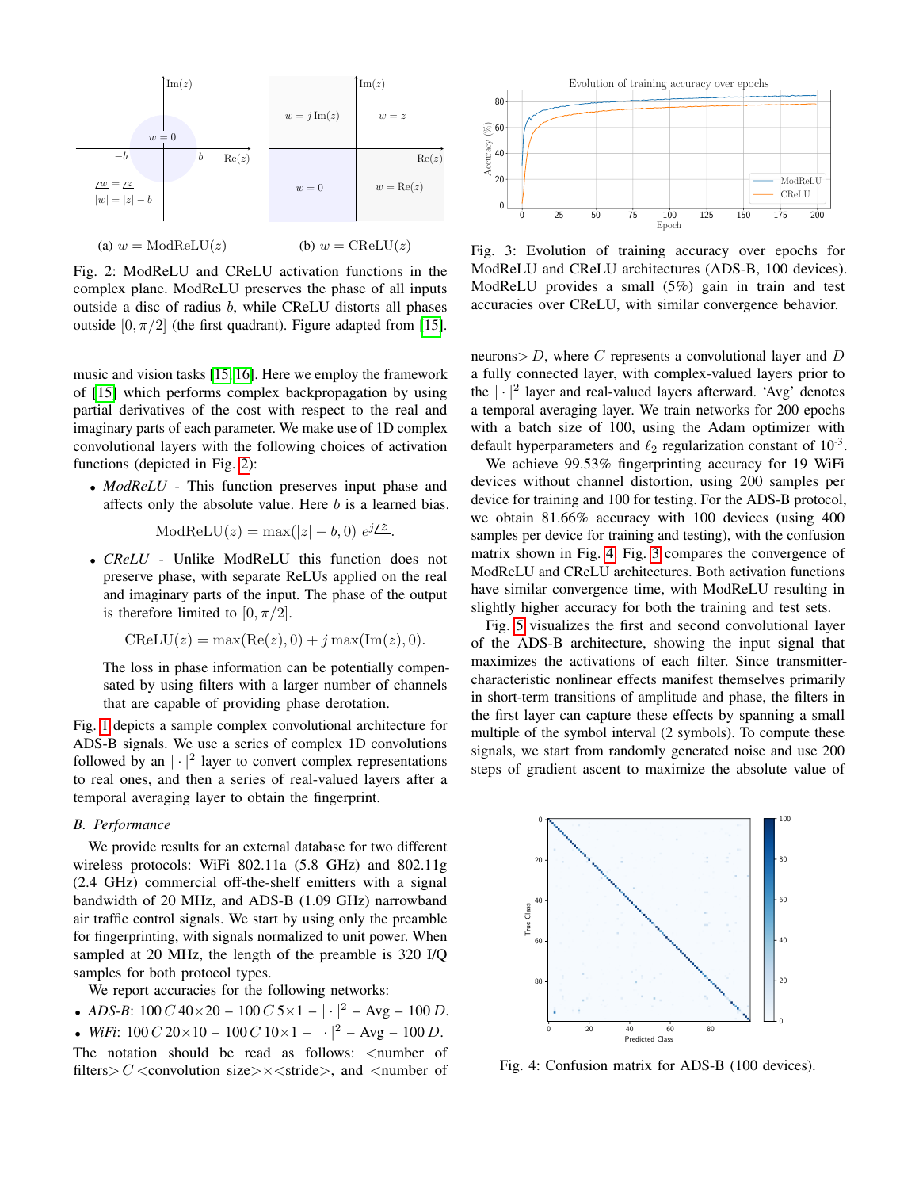(a) $w = \text{ModReLU}(z)$ (b) $w = \text{CReLU}(z)$

Fig. 2: ModReLU and CReLU activation functions in the complex plane. ModReLU preserves the phase of all inputs outside a disc of radius $b$, while CReLU distorts all phases outside $[0, \pi/2]$ (the first quadrant). Figure adapted from [15].

music and vision tasks [15, 16]. Here we employ the framework of [15] which performs complex backpropagation by using partial derivatives of the cost with respect to the real and imaginary parts of each parameter. We make use of 1D complex convolutional layers with the following choices of activation functions (depicted in Fig. 2):

- *ModReLU* - This function preserves input phase and affects only the absolute value. Here $b$ is a learned bias.

$$\text{ModReLU}(z) = \max(|z| - b, 0)\ e^{j\angle z}.$$

- *CReLU* - Unlike ModReLU this function does not preserve phase, with separate ReLUs applied on the real and imaginary parts of the input. The phase of the output is therefore limited to $[0, \pi/2]$.

$$\text{CReLU}(z) = \max(\text{Re}(z), 0) + j \max(\text{Im}(z), 0).$$

  The loss in phase information can be potentially compensated by using filters with a larger number of channels that are capable of providing phase derotation.

Fig. 1 depicts a sample complex convolutional architecture for ADS-B signals. We use a series of complex 1D convolutions followed by an $|\cdot|^2$ layer to convert complex representations to real ones, and then a series of real-valued layers after a temporal averaging layer to obtain the fingerprint.

### B. Performance

We provide results for an external database for two different wireless protocols: WiFi 802.11a (5.8 GHz) and 802.11g (2.4 GHz) commercial off-the-shelf emitters with a signal bandwidth of 20 MHz, and ADS-B (1.09 GHz) narrowband air traffic control signals. We start by using only the preamble for fingerprinting, with signals normalized to unit power. When sampled at 20 MHz, the length of the preamble is 320 I/Q samples for both protocol types.

We report accuracies for the following networks:

- *ADS-B*: $100\,C\,40{\times}20$ – $100\,C\,5{\times}1$ – $|\cdot|^2$ – Avg – $100\,D$.
- *WiFi*: $100\,C\,20{\times}10$ – $100\,C\,10{\times}1$ – $|\cdot|^2$ – Avg – $100\,D$.

The notation should be read as follows: <number of filters> $C$ <convolution size>×<stride>, and <number of neurons> $D$, where $C$ represents a convolutional layer and $D$ a fully connected layer, with complex-valued layers prior to the $|\cdot|^2$ layer and real-valued layers afterward. 'Avg' denotes a temporal averaging layer. We train networks for 200 epochs with a batch size of 100, using the Adam optimizer with default hyperparameters and $\ell_2$ regularization constant of $10^{-3}$.

We achieve 99.53% fingerprinting accuracy for 19 WiFi devices without channel distortion, using 200 samples per device for training and 100 for testing. For the ADS-B protocol, we obtain 81.66% accuracy with 100 devices (using 400 samples per device for training and testing), with the confusion matrix shown in Fig. 4. Fig. 3 compares the convergence of ModReLU and CReLU architectures. Both activation functions have similar convergence time, with ModReLU resulting in slightly higher accuracy for both the training and test sets.

Fig. 5 visualizes the first and second convolutional layer of the ADS-B architecture, showing the input signal that maximizes the activations of each filter. Since transmitter-characteristic nonlinear effects manifest themselves primarily in short-term transitions of amplitude and phase, the filters in the first layer can capture these effects by spanning a small multiple of the symbol interval (2 symbols). To compute these signals, we start from randomly generated noise and use 200 steps of gradient ascent to maximize the absolute value of

Fig. 3: Evolution of training accuracy over epochs for ModReLU and CReLU architectures (ADS-B, 100 devices). ModReLU provides a small (5%) gain in train and test accuracies over CReLU, with similar convergence behavior.

Fig. 4: Confusion matrix for ADS-B (100 devices).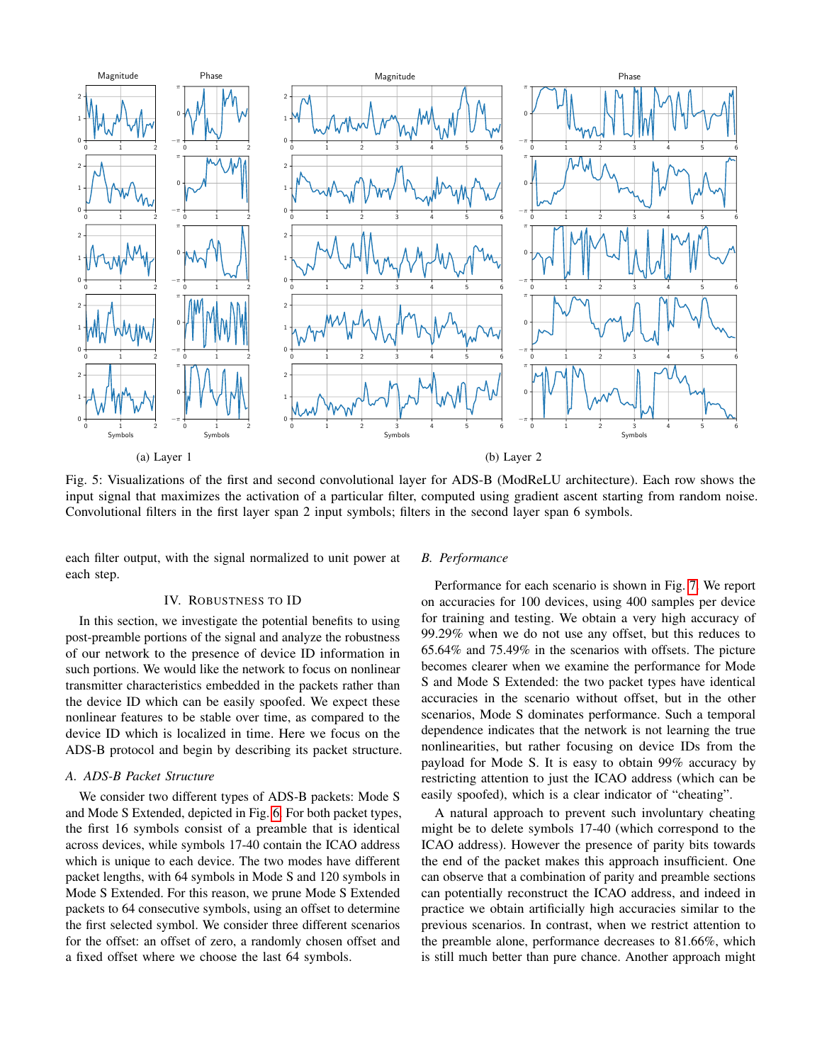(a) Layer 1

(b) Layer 2

Fig. 5: Visualizations of the first and second convolutional layer for ADS-B (ModReLU architecture). Each row shows the input signal that maximizes the activation of a particular filter, computed using gradient ascent starting from random noise. Convolutional filters in the first layer span 2 input symbols; filters in the second layer span 6 symbols.

each filter output, with the signal normalized to unit power at each step.

## IV. Robustness to ID

In this section, we investigate the potential benefits to using post-preamble portions of the signal and analyze the robustness of our network to the presence of device ID information in such portions. We would like the network to focus on nonlinear transmitter characteristics embedded in the packets rather than the device ID which can be easily spoofed. We expect these nonlinear features to be stable over time, as compared to the device ID which is localized in time. Here we focus on the ADS-B protocol and begin by describing its packet structure.

### A. ADS-B Packet Structure

We consider two different types of ADS-B packets: Mode S and Mode S Extended, depicted in Fig. 6. For both packet types, the first 16 symbols consist of a preamble that is identical across devices, while symbols 17-40 contain the ICAO address which is unique to each device. The two modes have different packet lengths, with 64 symbols in Mode S and 120 symbols in Mode S Extended. For this reason, we prune Mode S Extended packets to 64 consecutive symbols, using an offset to determine the first selected symbol. We consider three different scenarios for the offset: an offset of zero, a randomly chosen offset and a fixed offset where we choose the last 64 symbols.

### B. Performance

Performance for each scenario is shown in Fig. 7. We report on accuracies for 100 devices, using 400 samples per device for training and testing. We obtain a very high accuracy of 99.29% when we do not use any offset, but this reduces to 65.64% and 75.49% in the scenarios with offsets. The picture becomes clearer when we examine the performance for Mode S and Mode S Extended: the two packet types have identical accuracies in the scenario without offset, but in the other scenarios, Mode S dominates performance. Such a temporal dependence indicates that the network is not learning the true nonlinearities, but rather focusing on device IDs from the payload for Mode S. It is easy to obtain 99% accuracy by restricting attention to just the ICAO address (which can be easily spoofed), which is a clear indicator of "cheating".

A natural approach to prevent such involuntary cheating might be to delete symbols 17-40 (which correspond to the ICAO address). However the presence of parity bits towards the end of the packet makes this approach insufficient. One can observe that a combination of parity and preamble sections can potentially reconstruct the ICAO address, and indeed in practice we obtain artificially high accuracies similar to the previous scenarios. In contrast, when we restrict attention to the preamble alone, performance decreases to 81.66%, which is still much better than pure chance. Another approach might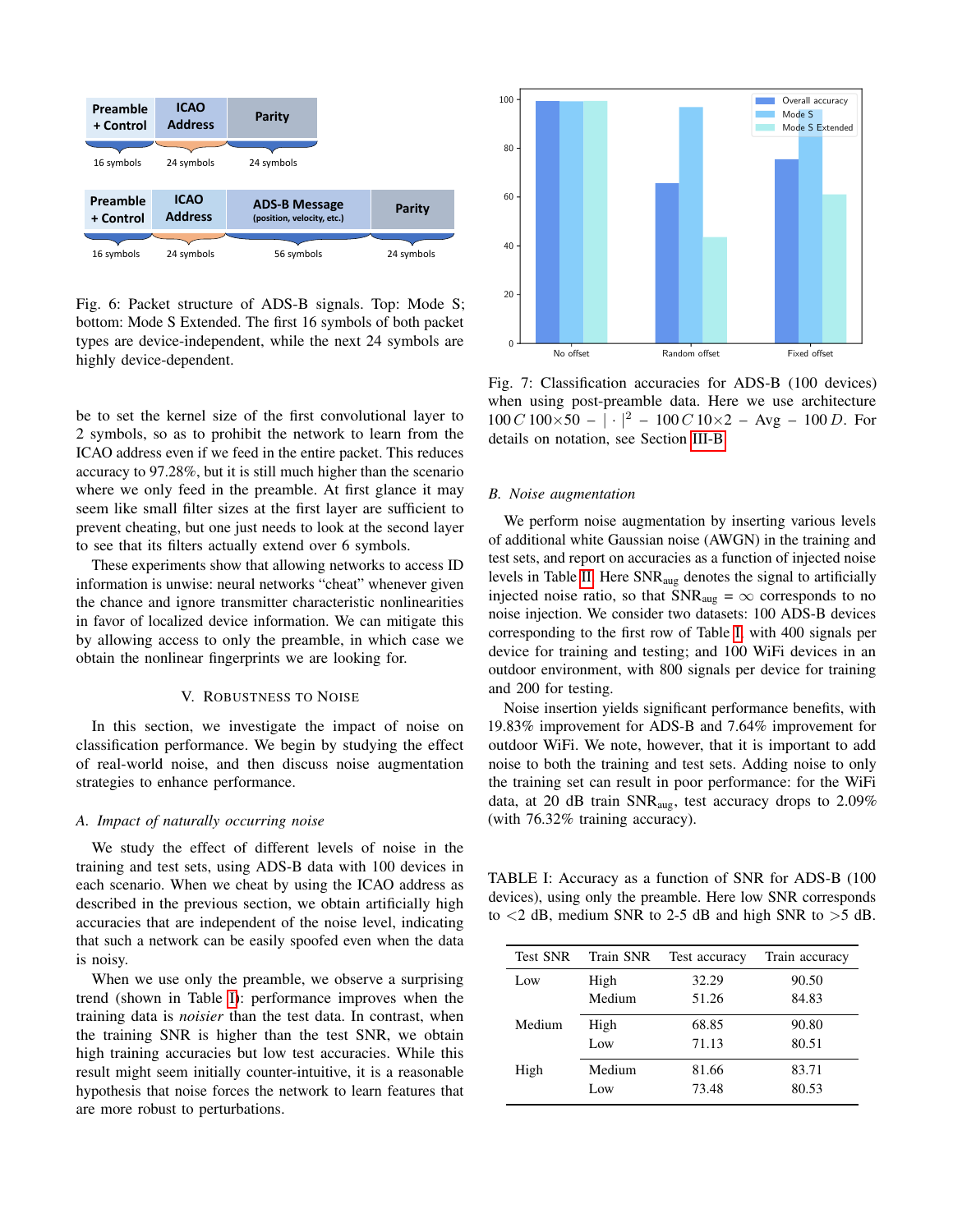Fig. 6: Packet structure of ADS-B signals. Top: Mode S; bottom: Mode S Extended. The first 16 symbols of both packet types are device-independent, while the next 24 symbols are highly device-dependent.

be to set the kernel size of the first convolutional layer to 2 symbols, so as to prohibit the network to learn from the ICAO address even if we feed in the entire packet. This reduces accuracy to 97.28%, but it is still much higher than the scenario where we only feed in the preamble. At first glance it may seem like small filter sizes at the first layer are sufficient to prevent cheating, but one just needs to look at the second layer to see that its filters actually extend over 6 symbols.

These experiments show that allowing networks to access ID information is unwise: neural networks "cheat" whenever given the chance and ignore transmitter characteristic nonlinearities in favor of localized device information. We can mitigate this by allowing access to only the preamble, in which case we obtain the nonlinear fingerprints we are looking for.

## V. Robustness to Noise

In this section, we investigate the impact of noise on classification performance. We begin by studying the effect of real-world noise, and then discuss noise augmentation strategies to enhance performance.

### A. Impact of naturally occurring noise

We study the effect of different levels of noise in the training and test sets, using ADS-B data with 100 devices in each scenario. When we cheat by using the ICAO address as described in the previous section, we obtain artificially high accuracies that are independent of the noise level, indicating that such a network can be easily spoofed even when the data is noisy.

When we use only the preamble, we observe a surprising trend (shown in Table I): performance improves when the training data is *noisier* than the test data. In contrast, when the training SNR is higher than the test SNR, we obtain high training accuracies but low test accuracies. While this result might seem initially counter-intuitive, it is a reasonable hypothesis that noise forces the network to learn features that are more robust to perturbations.

Fig. 7: Classification accuracies for ADS-B (100 devices) when using post-preamble data. Here we use architecture $100\,C\,100{\times}50 - |\cdot|^2 - 100\,C\,10{\times}2 - \text{Avg} - 100\,D$. For details on notation, see Section III-B.

### B. Noise augmentation

We perform noise augmentation by inserting various levels of additional white Gaussian noise (AWGN) in the training and test sets, and report on accuracies as a function of injected noise levels in Table II. Here $\text{SNR}_{\text{aug}}$ denotes the signal to artificially injected noise ratio, so that $\text{SNR}_{\text{aug}} = \infty$ corresponds to no noise injection. We consider two datasets: 100 ADS-B devices corresponding to the first row of Table I, with 400 signals per device for training and testing; and 100 WiFi devices in an outdoor environment, with 800 signals per device for training and 200 for testing.

Noise insertion yields significant performance benefits, with 19.83% improvement for ADS-B and 7.64% improvement for outdoor WiFi. We note, however, that it is important to add noise to both the training and test sets. Adding noise to only the training set can result in poor performance: for the WiFi data, at 20 dB train $\text{SNR}_{\text{aug}}$, test accuracy drops to 2.09% (with 76.32% training accuracy).

TABLE I: Accuracy as a function of SNR for ADS-B (100 devices), using only the preamble. Here low SNR corresponds to <2 dB, medium SNR to 2-5 dB and high SNR to >5 dB.

| Test SNR | Train SNR | Test accuracy | Train accuracy |
|---|---|---|---|
| Low | High | 32.29 | 90.50 |
| | Medium | 51.26 | 84.83 |
| Medium | High | 68.85 | 90.80 |
| | Low | 71.13 | 80.51 |
| High | Medium | 81.66 | 83.71 |
| | Low | 73.48 | 80.53 |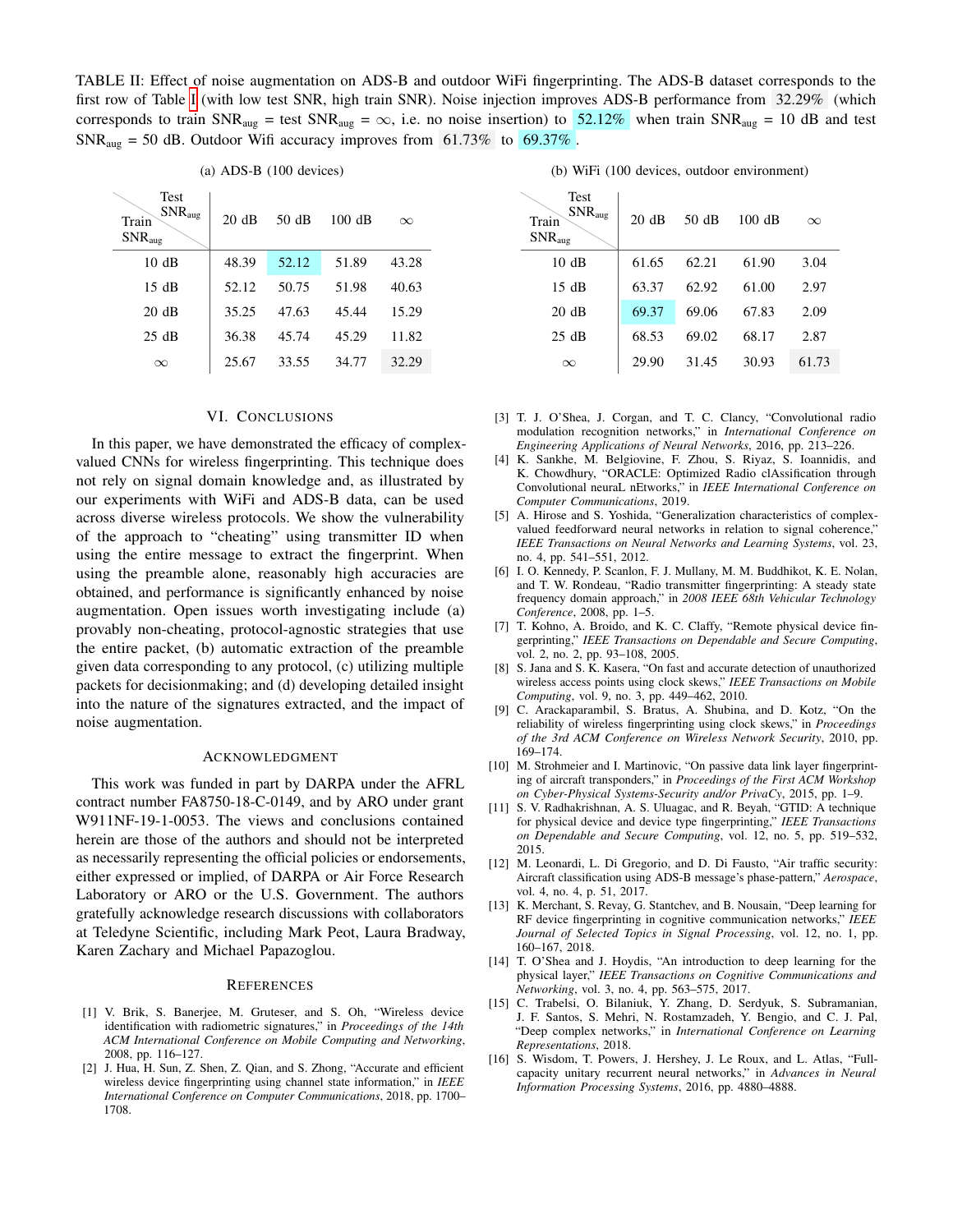TABLE II: Effect of noise augmentation on ADS-B and outdoor WiFi fingerprinting. The ADS-B dataset corresponds to the first row of Table I (with low test SNR, high train SNR). Noise injection improves ADS-B performance from 32.29% (which corresponds to train $SNR_{aug}$ = test $SNR_{aug}$ = $\infty$, i.e. no noise insertion) to 52.12% when train $SNR_{aug}$ = 10 dB and test $SNR_{aug}$ = 50 dB. Outdoor Wifi accuracy improves from 61.73% to 69.37%.

(a) ADS-B (100 devices)

| Train $SNR_{aug}$ \ Test $SNR_{aug}$ | 20 dB | 50 dB | 100 dB | $\infty$ |
|---|---|---|---|---|
| 10 dB | 48.39 | 52.12 | 51.89 | 43.28 |
| 15 dB | 52.12 | 50.75 | 51.98 | 40.63 |
| 20 dB | 35.25 | 47.63 | 45.44 | 15.29 |
| 25 dB | 36.38 | 45.74 | 45.29 | 11.82 |
| $\infty$ | 25.67 | 33.55 | 34.77 | 32.29 |

(b) WiFi (100 devices, outdoor environment)

| Train $SNR_{aug}$ \ Test $SNR_{aug}$ | 20 dB | 50 dB | 100 dB | $\infty$ |
|---|---|---|---|---|
| 10 dB | 61.65 | 62.21 | 61.90 | 3.04 |
| 15 dB | 63.37 | 62.92 | 61.00 | 2.97 |
| 20 dB | 69.37 | 69.06 | 67.83 | 2.09 |
| 25 dB | 68.53 | 69.02 | 68.17 | 2.87 |
| $\infty$ | 29.90 | 31.45 | 30.93 | 61.73 |

## VI. Conclusions

In this paper, we have demonstrated the efficacy of complex-valued CNNs for wireless fingerprinting. This technique does not rely on signal domain knowledge and, as illustrated by our experiments with WiFi and ADS-B data, can be used across diverse wireless protocols. We show the vulnerability of the approach to "cheating" using transmitter ID when using the entire message to extract the fingerprint. When using the preamble alone, reasonably high accuracies are obtained, and performance is significantly enhanced by noise augmentation. Open issues worth investigating include (a) provably non-cheating, protocol-agnostic strategies that use the entire packet, (b) automatic extraction of the preamble given data corresponding to any protocol, (c) utilizing multiple packets for decisionmaking; and (d) developing detailed insight into the nature of the signatures extracted, and the impact of noise augmentation.

## Acknowledgment

This work was funded in part by DARPA under the AFRL contract number FA8750-18-C-0149, and by ARO under grant W911NF-19-1-0053. The views and conclusions contained herein are those of the authors and should not be interpreted as necessarily representing the official policies or endorsements, either expressed or implied, of DARPA or Air Force Research Laboratory or ARO or the U.S. Government. The authors gratefully acknowledge research discussions with collaborators at Teledyne Scientific, including Mark Peot, Laura Bradway, Karen Zachary and Michael Papazoglou.

## References

[1] V. Brik, S. Banerjee, M. Gruteser, and S. Oh, "Wireless device identification with radiometric signatures," in *Proceedings of the 14th ACM International Conference on Mobile Computing and Networking*, 2008, pp. 116–127.

[2] J. Hua, H. Sun, Z. Shen, Z. Qian, and S. Zhong, "Accurate and efficient wireless device fingerprinting using channel state information," in *IEEE International Conference on Computer Communications*, 2018, pp. 1700–1708.

[3] T. J. O'Shea, J. Corgan, and T. C. Clancy, "Convolutional radio modulation recognition networks," in *International Conference on Engineering Applications of Neural Networks*, 2016, pp. 213–226.

[4] K. Sankhe, M. Belgiovine, F. Zhou, S. Riyaz, S. Ioannidis, and K. Chowdhury, "ORACLE: Optimized Radio clAssification through Convolutional neuraL nEtworks," in *IEEE International Conference on Computer Communications*, 2019.

[5] A. Hirose and S. Yoshida, "Generalization characteristics of complex-valued feedforward neural networks in relation to signal coherence," *IEEE Transactions on Neural Networks and Learning Systems*, vol. 23, no. 4, pp. 541–551, 2012.

[6] I. O. Kennedy, P. Scanlon, F. J. Mullany, M. M. Buddhikot, K. E. Nolan, and T. W. Rondeau, "Radio transmitter fingerprinting: A steady state frequency domain approach," in *2008 IEEE 68th Vehicular Technology Conference*, 2008, pp. 1–5.

[7] T. Kohno, A. Broido, and K. C. Claffy, "Remote physical device fingerprinting," *IEEE Transactions on Dependable and Secure Computing*, vol. 2, no. 2, pp. 93–108, 2005.

[8] S. Jana and S. K. Kasera, "On fast and accurate detection of unauthorized wireless access points using clock skews," *IEEE Transactions on Mobile Computing*, vol. 9, no. 3, pp. 449–462, 2010.

[9] C. Arackaparambil, S. Bratus, A. Shubina, and D. Kotz, "On the reliability of wireless fingerprinting using clock skews," in *Proceedings of the 3rd ACM Conference on Wireless Network Security*, 2010, pp. 169–174.

[10] M. Strohmeier and I. Martinovic, "On passive data link layer fingerprinting of aircraft transponders," in *Proceedings of the First ACM Workshop on Cyber-Physical Systems-Security and/or PrivaCy*, 2015, pp. 1–9.

[11] S. V. Radhakrishnan, A. S. Uluagac, and R. Beyah, "GTID: A technique for physical device and device type fingerprinting," *IEEE Transactions on Dependable and Secure Computing*, vol. 12, no. 5, pp. 519–532, 2015.

[12] M. Leonardi, L. Di Gregorio, and D. Di Fausto, "Air traffic security: Aircraft classification using ADS-B message's phase-pattern," *Aerospace*, vol. 4, no. 4, p. 51, 2017.

[13] K. Merchant, S. Revay, G. Stantchev, and B. Nousain, "Deep learning for RF device fingerprinting in cognitive communication networks," *IEEE Journal of Selected Topics in Signal Processing*, vol. 12, no. 1, pp. 160–167, 2018.

[14] T. O'Shea and J. Hoydis, "An introduction to deep learning for the physical layer," *IEEE Transactions on Cognitive Communications and Networking*, vol. 3, no. 4, pp. 563–575, 2017.

[15] C. Trabelsi, O. Bilaniuk, Y. Zhang, D. Serdyuk, S. Subramanian, J. F. Santos, S. Mehri, N. Rostamzadeh, Y. Bengio, and C. J. Pal, "Deep complex networks," in *International Conference on Learning Representations*, 2018.

[16] S. Wisdom, T. Powers, J. Hershey, J. Le Roux, and L. Atlas, "Full-capacity unitary recurrent neural networks," in *Advances in Neural Information Processing Systems*, 2016, pp. 4880–4888.